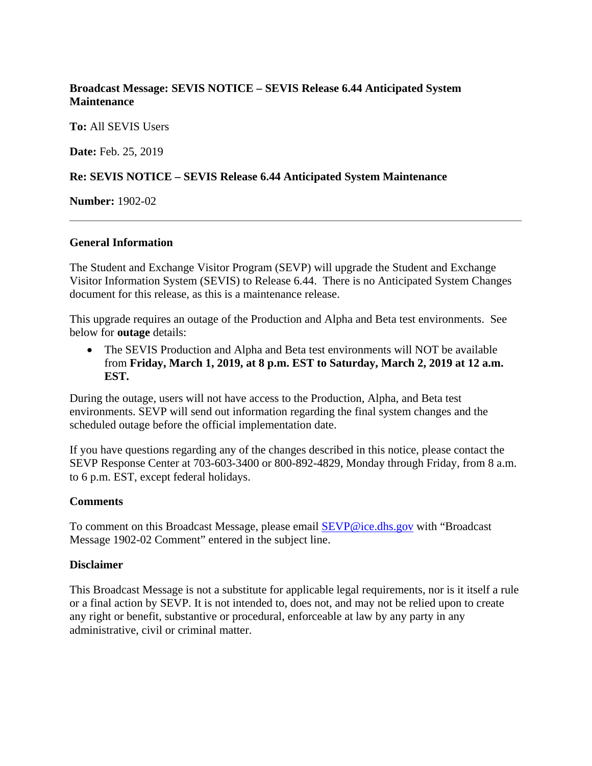**Broadcast Message: SEVIS NOTICE – SEVIS Release 6.44 Anticipated System Maintenance**

**To:** All SEVIS Users

**Date:** Feb. 25, 2019

**Re: SEVIS NOTICE – SEVIS Release 6.44 Anticipated System Maintenance**

**Number:** 1902-02

---

### General Information

The Student and Exchange Visitor Program (SEVP) will upgrade the Student and Exchange Visitor Information System (SEVIS) to Release 6.44. There is no Anticipated System Changes document for this release, as this is a maintenance release.

This upgrade requires an outage of the Production and Alpha and Beta test environments. See below for **outage** details:

- The SEVIS Production and Alpha and Beta test environments will NOT be available from **Friday, March 1, 2019, at 8 p.m. EST to Saturday, March 2, 2019 at 12 a.m. EST.**

During the outage, users will not have access to the Production, Alpha, and Beta test environments. SEVP will send out information regarding the final system changes and the scheduled outage before the official implementation date.

If you have questions regarding any of the changes described in this notice, please contact the SEVP Response Center at 703-603-3400 or 800-892-4829, Monday through Friday, from 8 a.m. to 6 p.m. EST, except federal holidays.

### Comments

To comment on this Broadcast Message, please email SEVP@ice.dhs.gov with "Broadcast Message 1902-02 Comment" entered in the subject line.

### Disclaimer

This Broadcast Message is not a substitute for applicable legal requirements, nor is it itself a rule or a final action by SEVP. It is not intended to, does not, and may not be relied upon to create any right or benefit, substantive or procedural, enforceable at law by any party in any administrative, civil or criminal matter.